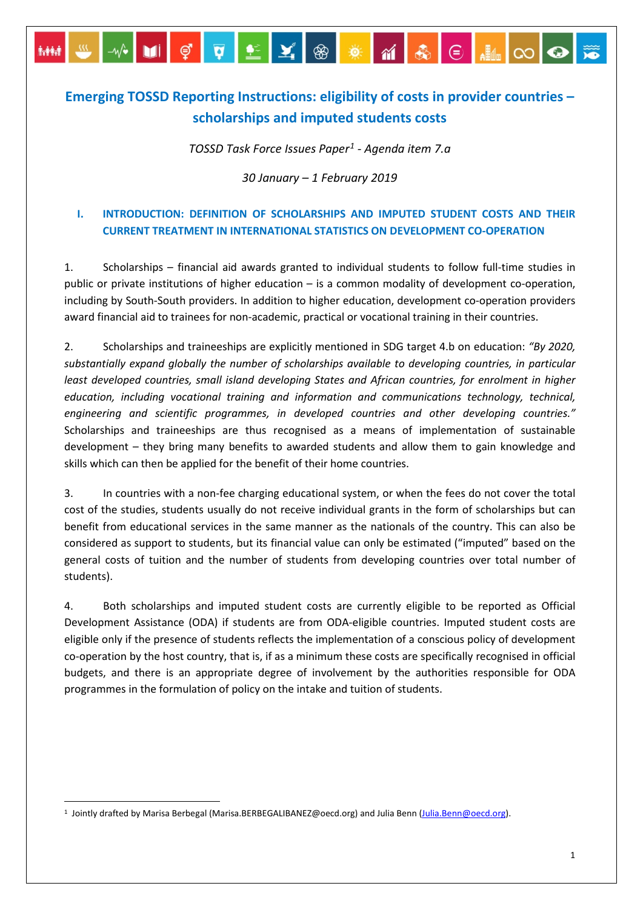# Emerging TOSSD Reporting Instructions: eligibility of costs in provider countries – scholarships and imputed students costs

*TOSSD Task Force Issues Paper[1] - Agenda item 7.a*

*30 January – 1 February 2019*

## I. INTRODUCTION: DEFINITION OF SCHOLARSHIPS AND IMPUTED STUDENT COSTS AND THEIR CURRENT TREATMENT IN INTERNATIONAL STATISTICS ON DEVELOPMENT CO-OPERATION

1. Scholarships – financial aid awards granted to individual students to follow full-time studies in public or private institutions of higher education – is a common modality of development co-operation, including by South-South providers. In addition to higher education, development co-operation providers award financial aid to trainees for non-academic, practical or vocational training in their countries.

2. Scholarships and traineeships are explicitly mentioned in SDG target 4.b on education: *"By 2020, substantially expand globally the number of scholarships available to developing countries, in particular least developed countries, small island developing States and African countries, for enrolment in higher education, including vocational training and information and communications technology, technical, engineering and scientific programmes, in developed countries and other developing countries."* Scholarships and traineeships are thus recognised as a means of implementation of sustainable development – they bring many benefits to awarded students and allow them to gain knowledge and skills which can then be applied for the benefit of their home countries.

3. In countries with a non-fee charging educational system, or when the fees do not cover the total cost of the studies, students usually do not receive individual grants in the form of scholarships but can benefit from educational services in the same manner as the nationals of the country. This can also be considered as support to students, but its financial value can only be estimated ("imputed" based on the general costs of tuition and the number of students from developing countries over total number of students).

4. Both scholarships and imputed student costs are currently eligible to be reported as Official Development Assistance (ODA) if students are from ODA-eligible countries. Imputed student costs are eligible only if the presence of students reflects the implementation of a conscious policy of development co-operation by the host country, that is, if as a minimum these costs are specifically recognised in official budgets, and there is an appropriate degree of involvement by the authorities responsible for ODA programmes in the formulation of policy on the intake and tuition of students.

---

[1] Jointly drafted by Marisa Berbegal (Marisa.BERBEGALIBANEZ@oecd.org) and Julia Benn (Julia.Benn@oecd.org).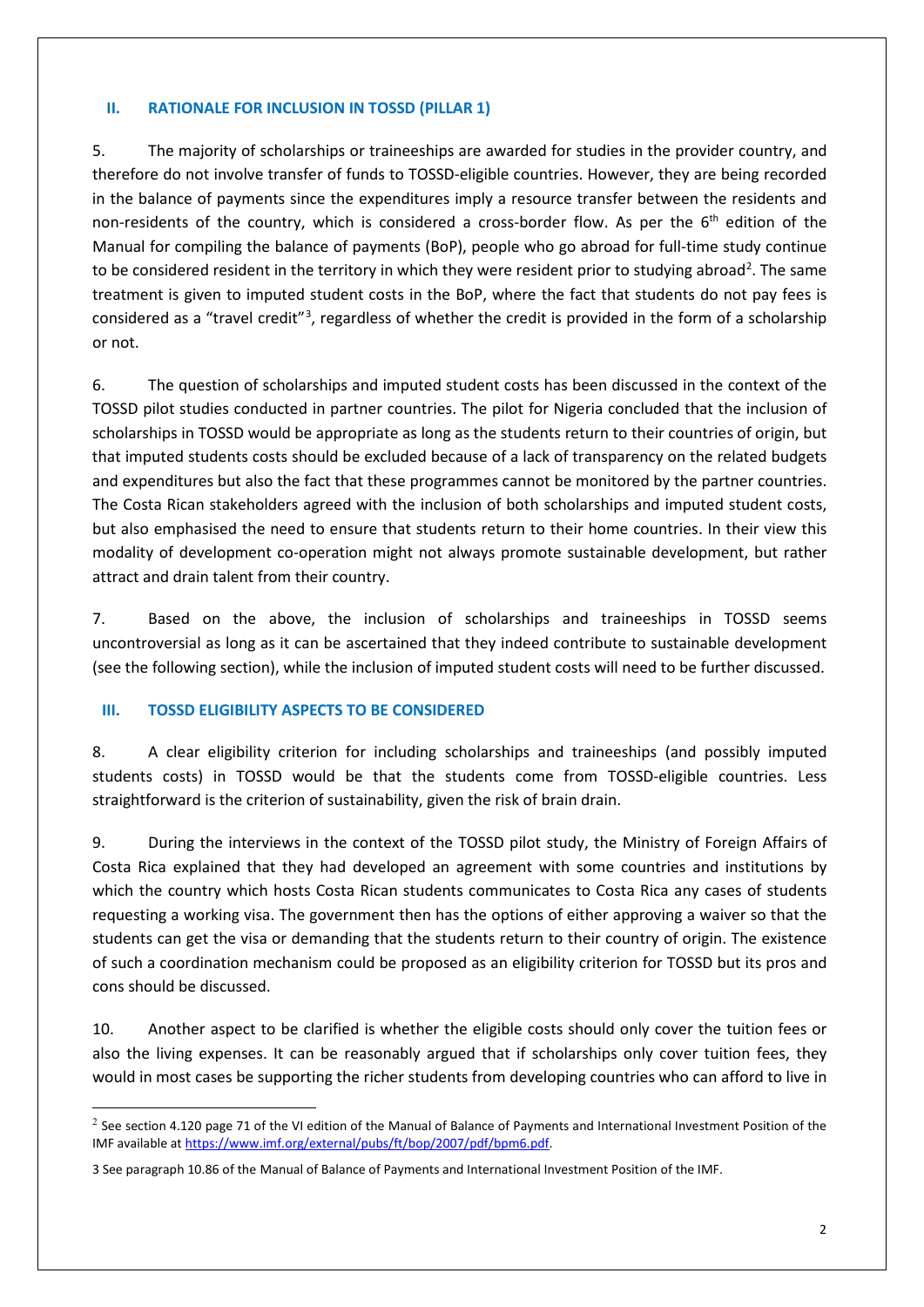## II. RATIONALE FOR INCLUSION IN TOSSD (PILLAR 1)

5. The majority of scholarships or traineeships are awarded for studies in the provider country, and therefore do not involve transfer of funds to TOSSD-eligible countries. However, they are being recorded in the balance of payments since the expenditures imply a resource transfer between the residents and non-residents of the country, which is considered a cross-border flow. As per the 6th edition of the Manual for compiling the balance of payments (BoP), people who go abroad for full-time study continue to be considered resident in the territory in which they were resident prior to studying abroad[2]. The same treatment is given to imputed student costs in the BoP, where the fact that students do not pay fees is considered as a "travel credit"[3], regardless of whether the credit is provided in the form of a scholarship or not.

6. The question of scholarships and imputed student costs has been discussed in the context of the TOSSD pilot studies conducted in partner countries. The pilot for Nigeria concluded that the inclusion of scholarships in TOSSD would be appropriate as long as the students return to their countries of origin, but that imputed students costs should be excluded because of a lack of transparency on the related budgets and expenditures but also the fact that these programmes cannot be monitored by the partner countries. The Costa Rican stakeholders agreed with the inclusion of both scholarships and imputed student costs, but also emphasised the need to ensure that students return to their home countries. In their view this modality of development co-operation might not always promote sustainable development, but rather attract and drain talent from their country.

7. Based on the above, the inclusion of scholarships and traineeships in TOSSD seems uncontroversial as long as it can be ascertained that they indeed contribute to sustainable development (see the following section), while the inclusion of imputed student costs will need to be further discussed.

## III. TOSSD ELIGIBILITY ASPECTS TO BE CONSIDERED

8. A clear eligibility criterion for including scholarships and traineeships (and possibly imputed students costs) in TOSSD would be that the students come from TOSSD-eligible countries. Less straightforward is the criterion of sustainability, given the risk of brain drain.

9. During the interviews in the context of the TOSSD pilot study, the Ministry of Foreign Affairs of Costa Rica explained that they had developed an agreement with some countries and institutions by which the country which hosts Costa Rican students communicates to Costa Rica any cases of students requesting a working visa. The government then has the options of either approving a waiver so that the students can get the visa or demanding that the students return to their country of origin. The existence of such a coordination mechanism could be proposed as an eligibility criterion for TOSSD but its pros and cons should be discussed.

10. Another aspect to be clarified is whether the eligible costs should only cover the tuition fees or also the living expenses. It can be reasonably argued that if scholarships only cover tuition fees, they would in most cases be supporting the richer students from developing countries who can afford to live in

---

[2] See section 4.120 page 71 of the VI edition of the Manual of Balance of Payments and International Investment Position of the IMF available at https://www.imf.org/external/pubs/ft/bop/2007/pdf/bpm6.pdf.

[3] See paragraph 10.86 of the Manual of Balance of Payments and International Investment Position of the IMF.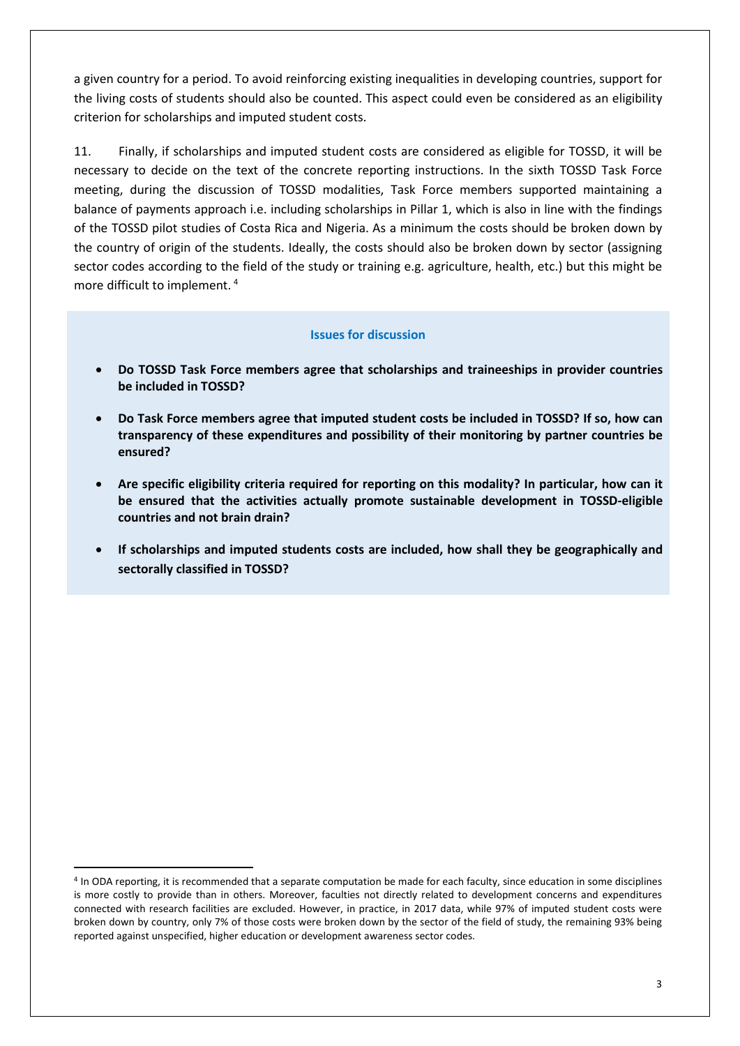a given country for a period. To avoid reinforcing existing inequalities in developing countries, support for the living costs of students should also be counted. This aspect could even be considered as an eligibility criterion for scholarships and imputed student costs.

11. Finally, if scholarships and imputed student costs are considered as eligible for TOSSD, it will be necessary to decide on the text of the concrete reporting instructions. In the sixth TOSSD Task Force meeting, during the discussion of TOSSD modalities, Task Force members supported maintaining a balance of payments approach i.e. including scholarships in Pillar 1, which is also in line with the findings of the TOSSD pilot studies of Costa Rica and Nigeria. As a minimum the costs should be broken down by the country of origin of the students. Ideally, the costs should also be broken down by sector (assigning sector codes according to the field of the study or training e.g. agriculture, health, etc.) but this might be more difficult to implement. [4]

### Issues for discussion

- **Do TOSSD Task Force members agree that scholarships and traineeships in provider countries be included in TOSSD?**
- **Do Task Force members agree that imputed student costs be included in TOSSD? If so, how can transparency of these expenditures and possibility of their monitoring by partner countries be ensured?**
- **Are specific eligibility criteria required for reporting on this modality? In particular, how can it be ensured that the activities actually promote sustainable development in TOSSD-eligible countries and not brain drain?**
- **If scholarships and imputed students costs are included, how shall they be geographically and sectorally classified in TOSSD?**

[4] In ODA reporting, it is recommended that a separate computation be made for each faculty, since education in some disciplines is more costly to provide than in others. Moreover, faculties not directly related to development concerns and expenditures connected with research facilities are excluded. However, in practice, in 2017 data, while 97% of imputed student costs were broken down by country, only 7% of those costs were broken down by the sector of the field of study, the remaining 93% being reported against unspecified, higher education or development awareness sector codes.